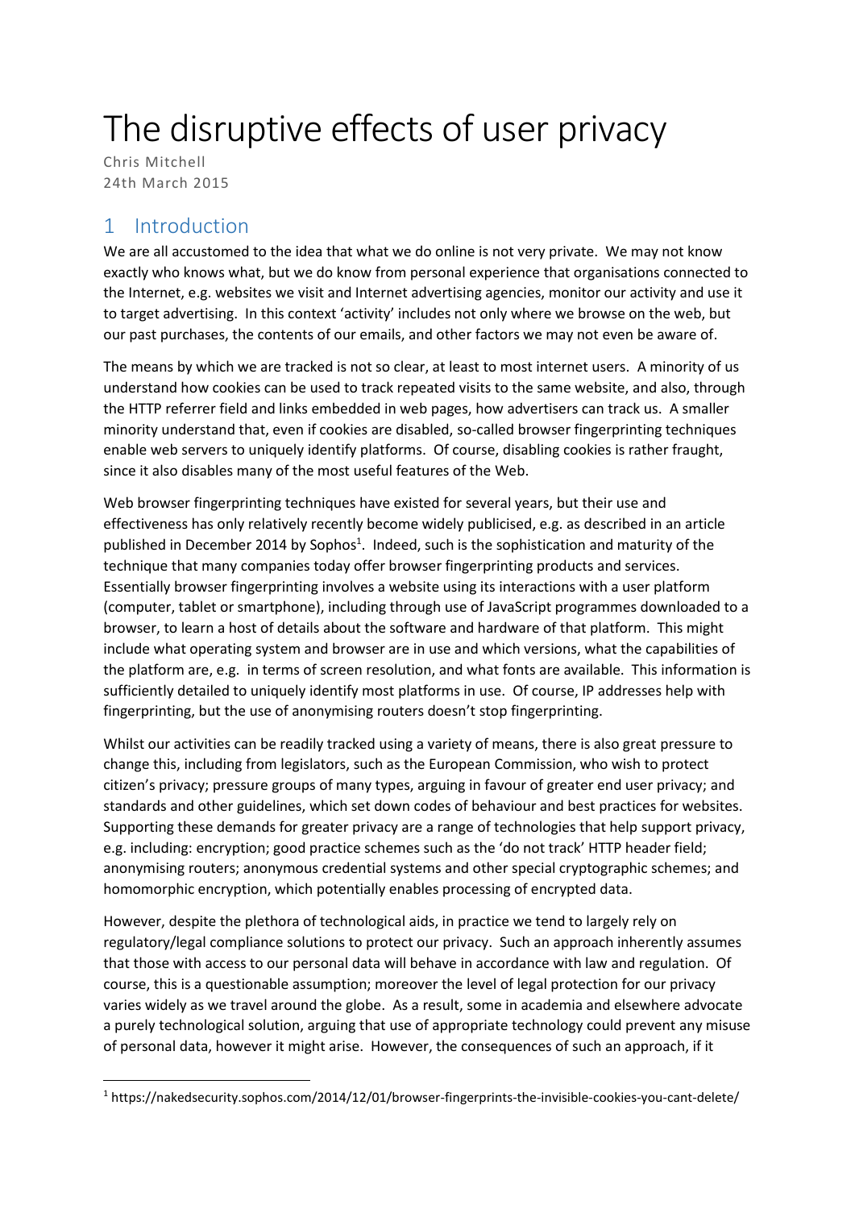# The disruptive effects of user privacy

Chris Mitchell
24th March 2015

## 1 Introduction

We are all accustomed to the idea that what we do online is not very private. We may not know exactly who knows what, but we do know from personal experience that organisations connected to the Internet, e.g. websites we visit and Internet advertising agencies, monitor our activity and use it to target advertising. In this context 'activity' includes not only where we browse on the web, but our past purchases, the contents of our emails, and other factors we may not even be aware of.

The means by which we are tracked is not so clear, at least to most internet users. A minority of us understand how cookies can be used to track repeated visits to the same website, and also, through the HTTP referrer field and links embedded in web pages, how advertisers can track us. A smaller minority understand that, even if cookies are disabled, so-called browser fingerprinting techniques enable web servers to uniquely identify platforms. Of course, disabling cookies is rather fraught, since it also disables many of the most useful features of the Web.

Web browser fingerprinting techniques have existed for several years, but their use and effectiveness has only relatively recently become widely publicised, e.g. as described in an article published in December 2014 by Sophos[1]. Indeed, such is the sophistication and maturity of the technique that many companies today offer browser fingerprinting products and services. Essentially browser fingerprinting involves a website using its interactions with a user platform (computer, tablet or smartphone), including through use of JavaScript programmes downloaded to a browser, to learn a host of details about the software and hardware of that platform. This might include what operating system and browser are in use and which versions, what the capabilities of the platform are, e.g. in terms of screen resolution, and what fonts are available. This information is sufficiently detailed to uniquely identify most platforms in use. Of course, IP addresses help with fingerprinting, but the use of anonymising routers doesn't stop fingerprinting.

Whilst our activities can be readily tracked using a variety of means, there is also great pressure to change this, including from legislators, such as the European Commission, who wish to protect citizen's privacy; pressure groups of many types, arguing in favour of greater end user privacy; and standards and other guidelines, which set down codes of behaviour and best practices for websites. Supporting these demands for greater privacy are a range of technologies that help support privacy, e.g. including: encryption; good practice schemes such as the 'do not track' HTTP header field; anonymising routers; anonymous credential systems and other special cryptographic schemes; and homomorphic encryption, which potentially enables processing of encrypted data.

However, despite the plethora of technological aids, in practice we tend to largely rely on regulatory/legal compliance solutions to protect our privacy. Such an approach inherently assumes that those with access to our personal data will behave in accordance with law and regulation. Of course, this is a questionable assumption; moreover the level of legal protection for our privacy varies widely as we travel around the globe. As a result, some in academia and elsewhere advocate a purely technological solution, arguing that use of appropriate technology could prevent any misuse of personal data, however it might arise. However, the consequences of such an approach, if it

[1] https://nakedsecurity.sophos.com/2014/12/01/browser-fingerprints-the-invisible-cookies-you-cant-delete/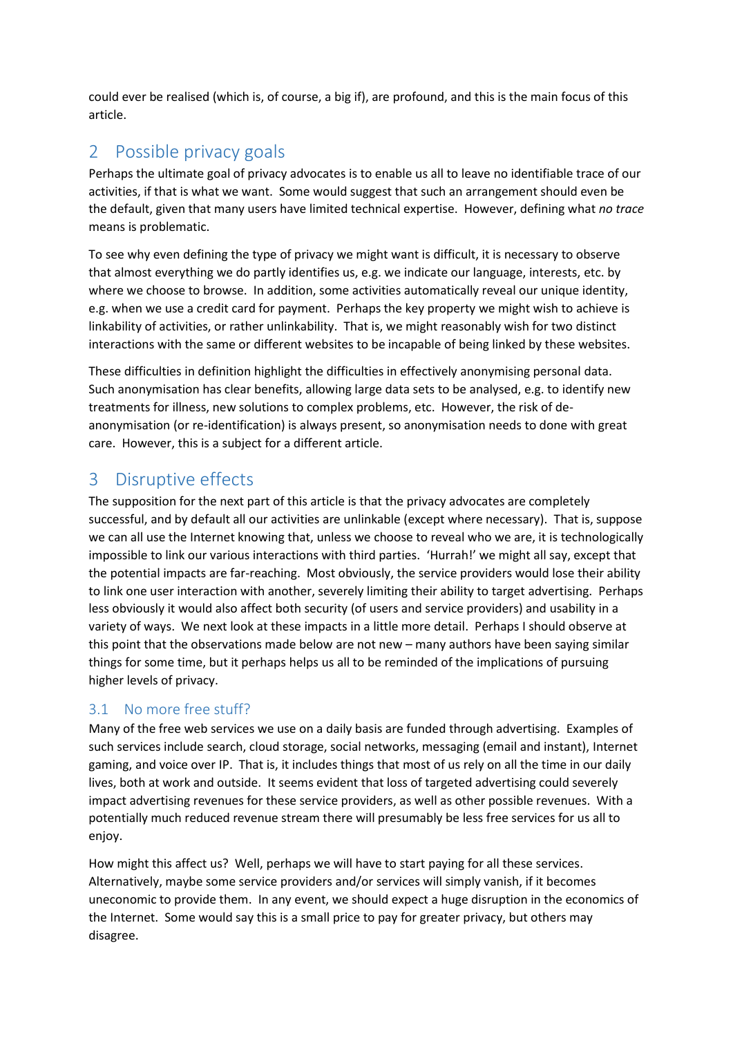could ever be realised (which is, of course, a big if), are profound, and this is the main focus of this article.

## 2 Possible privacy goals

Perhaps the ultimate goal of privacy advocates is to enable us all to leave no identifiable trace of our activities, if that is what we want. Some would suggest that such an arrangement should even be the default, given that many users have limited technical expertise. However, defining what *no trace* means is problematic.

To see why even defining the type of privacy we might want is difficult, it is necessary to observe that almost everything we do partly identifies us, e.g. we indicate our language, interests, etc. by where we choose to browse. In addition, some activities automatically reveal our unique identity, e.g. when we use a credit card for payment. Perhaps the key property we might wish to achieve is linkability of activities, or rather unlinkability. That is, we might reasonably wish for two distinct interactions with the same or different websites to be incapable of being linked by these websites.

These difficulties in definition highlight the difficulties in effectively anonymising personal data. Such anonymisation has clear benefits, allowing large data sets to be analysed, e.g. to identify new treatments for illness, new solutions to complex problems, etc. However, the risk of de-anonymisation (or re-identification) is always present, so anonymisation needs to done with great care. However, this is a subject for a different article.

## 3 Disruptive effects

The supposition for the next part of this article is that the privacy advocates are completely successful, and by default all our activities are unlinkable (except where necessary). That is, suppose we can all use the Internet knowing that, unless we choose to reveal who we are, it is technologically impossible to link our various interactions with third parties. 'Hurrah!' we might all say, except that the potential impacts are far-reaching. Most obviously, the service providers would lose their ability to link one user interaction with another, severely limiting their ability to target advertising. Perhaps less obviously it would also affect both security (of users and service providers) and usability in a variety of ways. We next look at these impacts in a little more detail. Perhaps I should observe at this point that the observations made below are not new – many authors have been saying similar things for some time, but it perhaps helps us all to be reminded of the implications of pursuing higher levels of privacy.

### 3.1 No more free stuff?

Many of the free web services we use on a daily basis are funded through advertising. Examples of such services include search, cloud storage, social networks, messaging (email and instant), Internet gaming, and voice over IP. That is, it includes things that most of us rely on all the time in our daily lives, both at work and outside. It seems evident that loss of targeted advertising could severely impact advertising revenues for these service providers, as well as other possible revenues. With a potentially much reduced revenue stream there will presumably be less free services for us all to enjoy.

How might this affect us? Well, perhaps we will have to start paying for all these services. Alternatively, maybe some service providers and/or services will simply vanish, if it becomes uneconomic to provide them. In any event, we should expect a huge disruption in the economics of the Internet. Some would say this is a small price to pay for greater privacy, but others may disagree.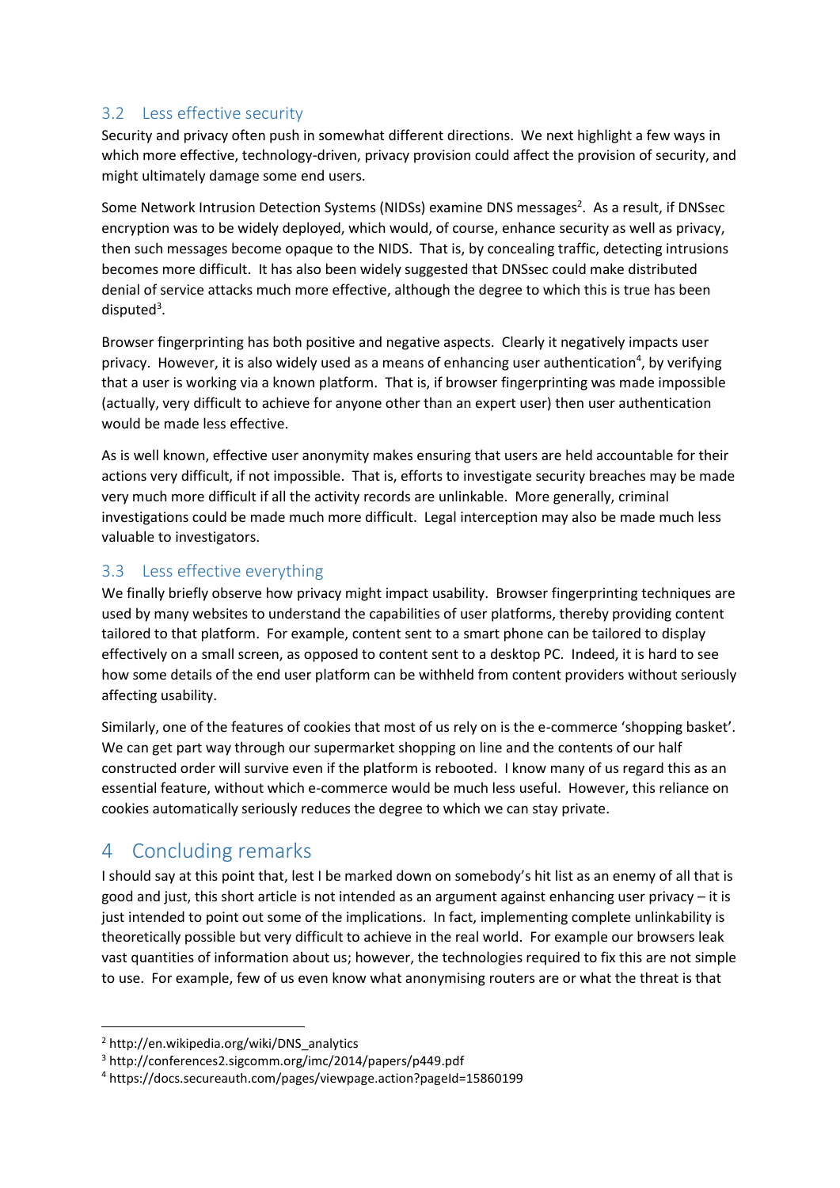## 3.2 Less effective security

Security and privacy often push in somewhat different directions. We next highlight a few ways in which more effective, technology-driven, privacy provision could affect the provision of security, and might ultimately damage some end users.

Some Network Intrusion Detection Systems (NIDSs) examine DNS messages[2]. As a result, if DNSsec encryption was to be widely deployed, which would, of course, enhance security as well as privacy, then such messages become opaque to the NIDS. That is, by concealing traffic, detecting intrusions becomes more difficult. It has also been widely suggested that DNSsec could make distributed denial of service attacks much more effective, although the degree to which this is true has been disputed[3].

Browser fingerprinting has both positive and negative aspects. Clearly it negatively impacts user privacy. However, it is also widely used as a means of enhancing user authentication[4], by verifying that a user is working via a known platform. That is, if browser fingerprinting was made impossible (actually, very difficult to achieve for anyone other than an expert user) then user authentication would be made less effective.

As is well known, effective user anonymity makes ensuring that users are held accountable for their actions very difficult, if not impossible. That is, efforts to investigate security breaches may be made very much more difficult if all the activity records are unlinkable. More generally, criminal investigations could be made much more difficult. Legal interception may also be made much less valuable to investigators.

## 3.3 Less effective everything

We finally briefly observe how privacy might impact usability. Browser fingerprinting techniques are used by many websites to understand the capabilities of user platforms, thereby providing content tailored to that platform. For example, content sent to a smart phone can be tailored to display effectively on a small screen, as opposed to content sent to a desktop PC. Indeed, it is hard to see how some details of the end user platform can be withheld from content providers without seriously affecting usability.

Similarly, one of the features of cookies that most of us rely on is the e-commerce 'shopping basket'. We can get part way through our supermarket shopping on line and the contents of our half constructed order will survive even if the platform is rebooted. I know many of us regard this as an essential feature, without which e-commerce would be much less useful. However, this reliance on cookies automatically seriously reduces the degree to which we can stay private.

# 4 Concluding remarks

I should say at this point that, lest I be marked down on somebody's hit list as an enemy of all that is good and just, this short article is not intended as an argument against enhancing user privacy – it is just intended to point out some of the implications. In fact, implementing complete unlinkability is theoretically possible but very difficult to achieve in the real world. For example our browsers leak vast quantities of information about us; however, the technologies required to fix this are not simple to use. For example, few of us even know what anonymising routers are or what the threat is that

[2] http://en.wikipedia.org/wiki/DNS_analytics

[3] http://conferences2.sigcomm.org/imc/2014/papers/p449.pdf

[4] https://docs.secureauth.com/pages/viewpage.action?pageId=15860199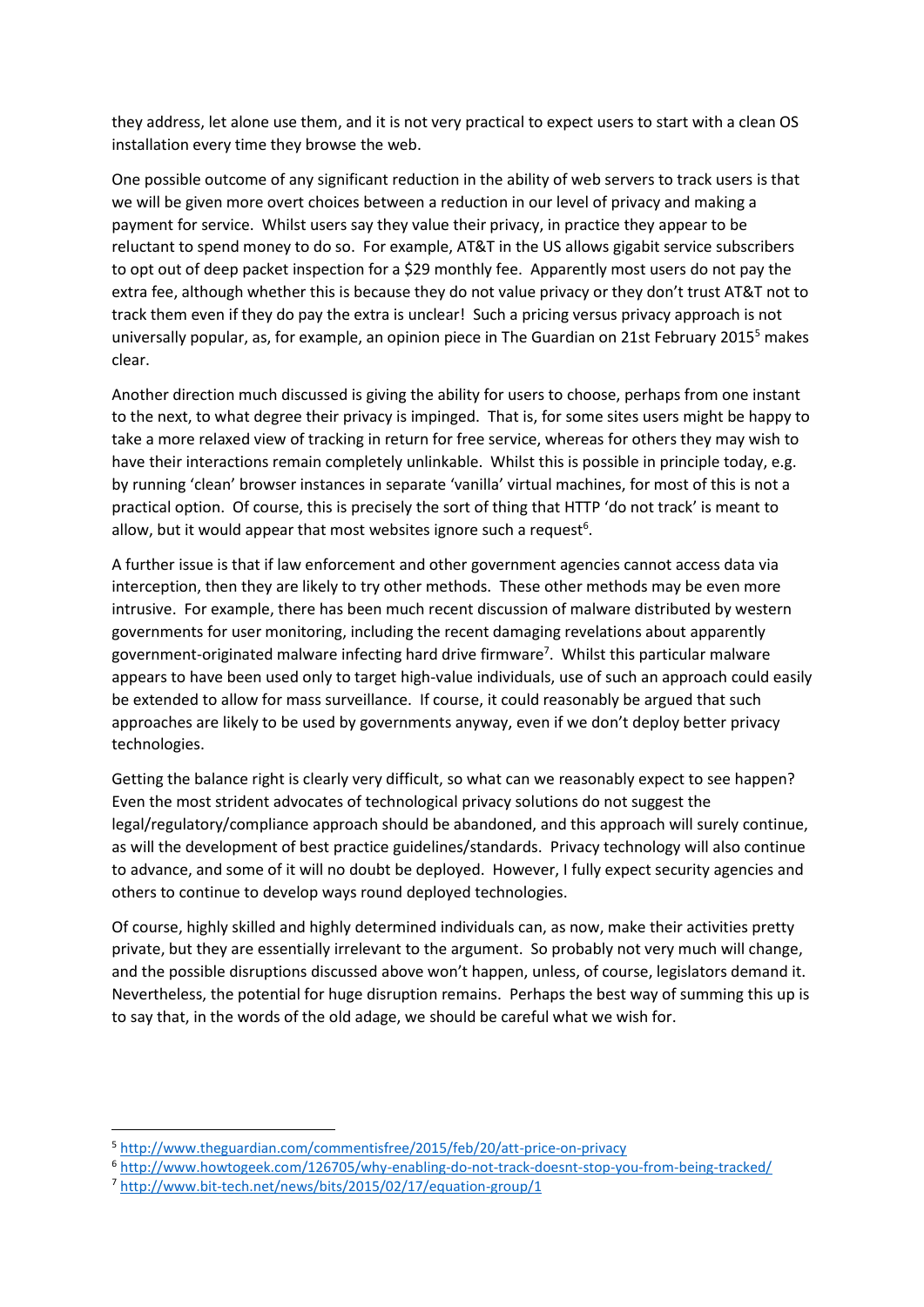they address, let alone use them, and it is not very practical to expect users to start with a clean OS installation every time they browse the web.

One possible outcome of any significant reduction in the ability of web servers to track users is that we will be given more overt choices between a reduction in our level of privacy and making a payment for service. Whilst users say they value their privacy, in practice they appear to be reluctant to spend money to do so. For example, AT&T in the US allows gigabit service subscribers to opt out of deep packet inspection for a $29 monthly fee. Apparently most users do not pay the extra fee, although whether this is because they do not value privacy or they don't trust AT&T not to track them even if they do pay the extra is unclear! Such a pricing versus privacy approach is not universally popular, as, for example, an opinion piece in The Guardian on 21st February 2015[5] makes clear.

Another direction much discussed is giving the ability for users to choose, perhaps from one instant to the next, to what degree their privacy is impinged. That is, for some sites users might be happy to take a more relaxed view of tracking in return for free service, whereas for others they may wish to have their interactions remain completely unlinkable. Whilst this is possible in principle today, e.g. by running 'clean' browser instances in separate 'vanilla' virtual machines, for most of this is not a practical option. Of course, this is precisely the sort of thing that HTTP 'do not track' is meant to allow, but it would appear that most websites ignore such a request[6].

A further issue is that if law enforcement and other government agencies cannot access data via interception, then they are likely to try other methods. These other methods may be even more intrusive. For example, there has been much recent discussion of malware distributed by western governments for user monitoring, including the recent damaging revelations about apparently government-originated malware infecting hard drive firmware[7]. Whilst this particular malware appears to have been used only to target high-value individuals, use of such an approach could easily be extended to allow for mass surveillance. If course, it could reasonably be argued that such approaches are likely to be used by governments anyway, even if we don't deploy better privacy technologies.

Getting the balance right is clearly very difficult, so what can we reasonably expect to see happen? Even the most strident advocates of technological privacy solutions do not suggest the legal/regulatory/compliance approach should be abandoned, and this approach will surely continue, as will the development of best practice guidelines/standards. Privacy technology will also continue to advance, and some of it will no doubt be deployed. However, I fully expect security agencies and others to continue to develop ways round deployed technologies.

Of course, highly skilled and highly determined individuals can, as now, make their activities pretty private, but they are essentially irrelevant to the argument. So probably not very much will change, and the possible disruptions discussed above won't happen, unless, of course, legislators demand it. Nevertheless, the potential for huge disruption remains. Perhaps the best way of summing this up is to say that, in the words of the old adage, we should be careful what we wish for.

---

[5] http://www.theguardian.com/commentisfree/2015/feb/20/att-price-on-privacy

[6] http://www.howtogeek.com/126705/why-enabling-do-not-track-doesnt-stop-you-from-being-tracked/

[7] http://www.bit-tech.net/news/bits/2015/02/17/equation-group/1